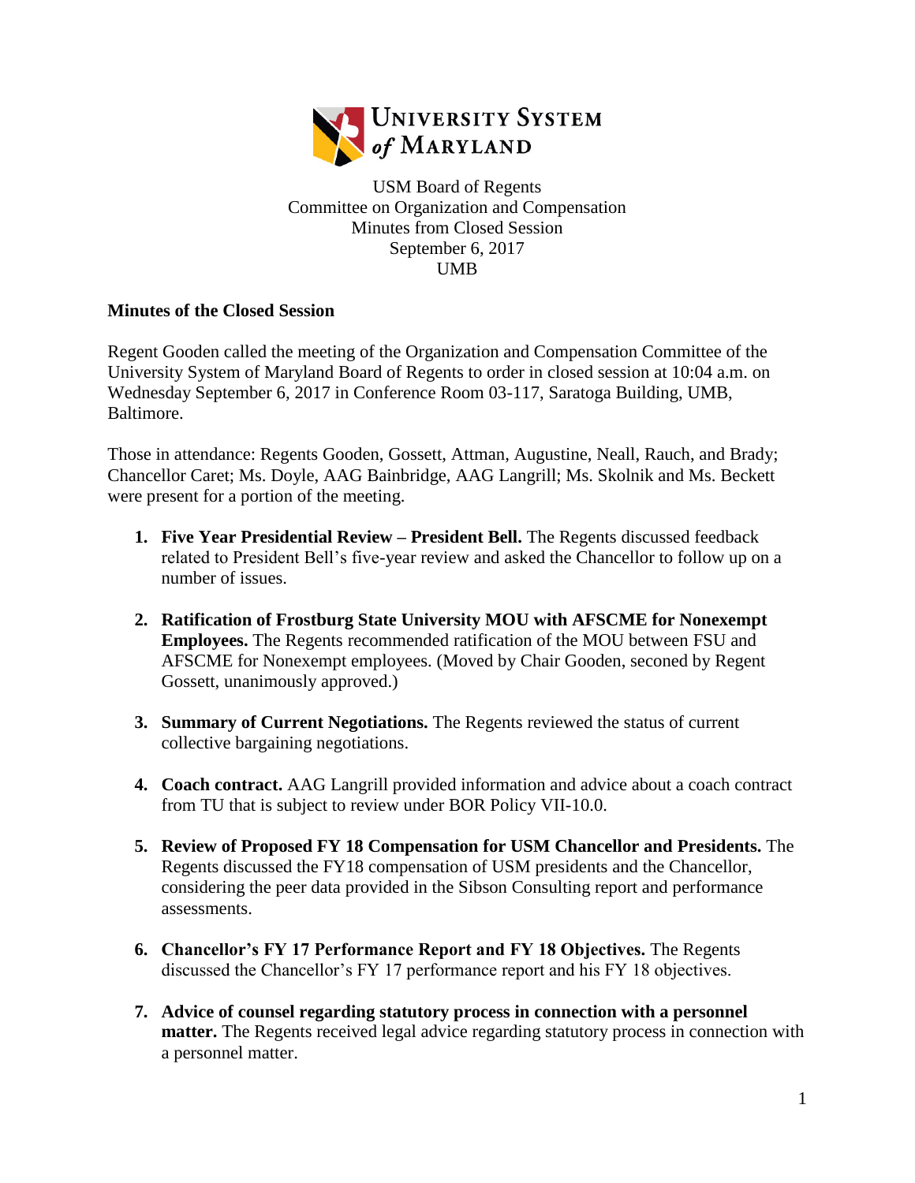UNIVERSITY SYSTEM of MARYLAND

USM Board of Regents
Committee on Organization and Compensation
Minutes from Closed Session
September 6, 2017
UMB

**Minutes of the Closed Session**

Regent Gooden called the meeting of the Organization and Compensation Committee of the University System of Maryland Board of Regents to order in closed session at 10:04 a.m. on Wednesday September 6, 2017 in Conference Room 03-117, Saratoga Building, UMB, Baltimore.

Those in attendance: Regents Gooden, Gossett, Attman, Augustine, Neall, Rauch, and Brady; Chancellor Caret; Ms. Doyle, AAG Bainbridge, AAG Langrill; Ms. Skolnik and Ms. Beckett were present for a portion of the meeting.

1. **Five Year Presidential Review – President Bell.** The Regents discussed feedback related to President Bell's five-year review and asked the Chancellor to follow up on a number of issues.

2. **Ratification of Frostburg State University MOU with AFSCME for Nonexempt Employees.** The Regents recommended ratification of the MOU between FSU and AFSCME for Nonexempt employees. (Moved by Chair Gooden, seconed by Regent Gossett, unanimously approved.)

3. **Summary of Current Negotiations.** The Regents reviewed the status of current collective bargaining negotiations.

4. **Coach contract.** AAG Langrill provided information and advice about a coach contract from TU that is subject to review under BOR Policy VII-10.0.

5. **Review of Proposed FY 18 Compensation for USM Chancellor and Presidents.** The Regents discussed the FY18 compensation of USM presidents and the Chancellor, considering the peer data provided in the Sibson Consulting report and performance assessments.

6. **Chancellor's FY 17 Performance Report and FY 18 Objectives.** The Regents discussed the Chancellor's FY 17 performance report and his FY 18 objectives.

7. **Advice of counsel regarding statutory process in connection with a personnel matter.** The Regents received legal advice regarding statutory process in connection with a personnel matter.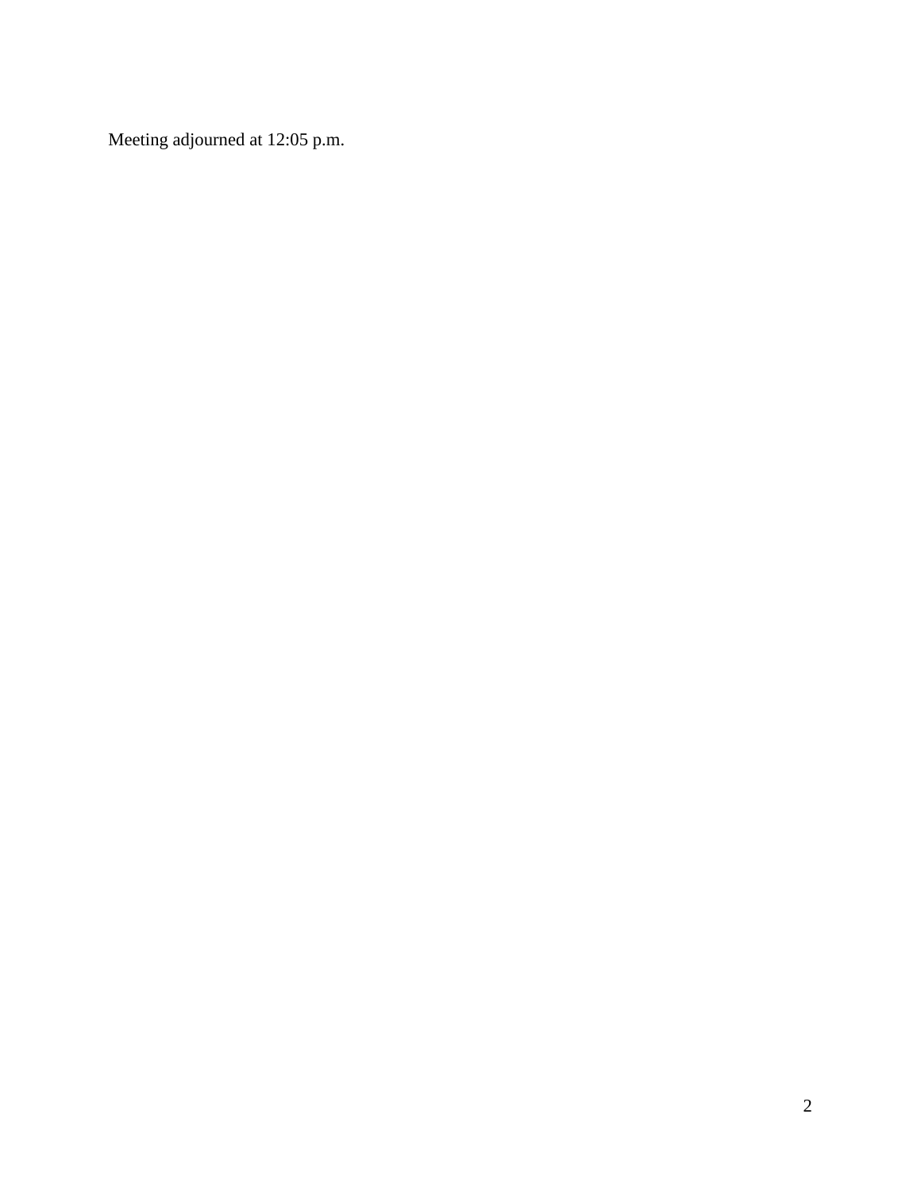Meeting adjourned at 12:05 p.m.